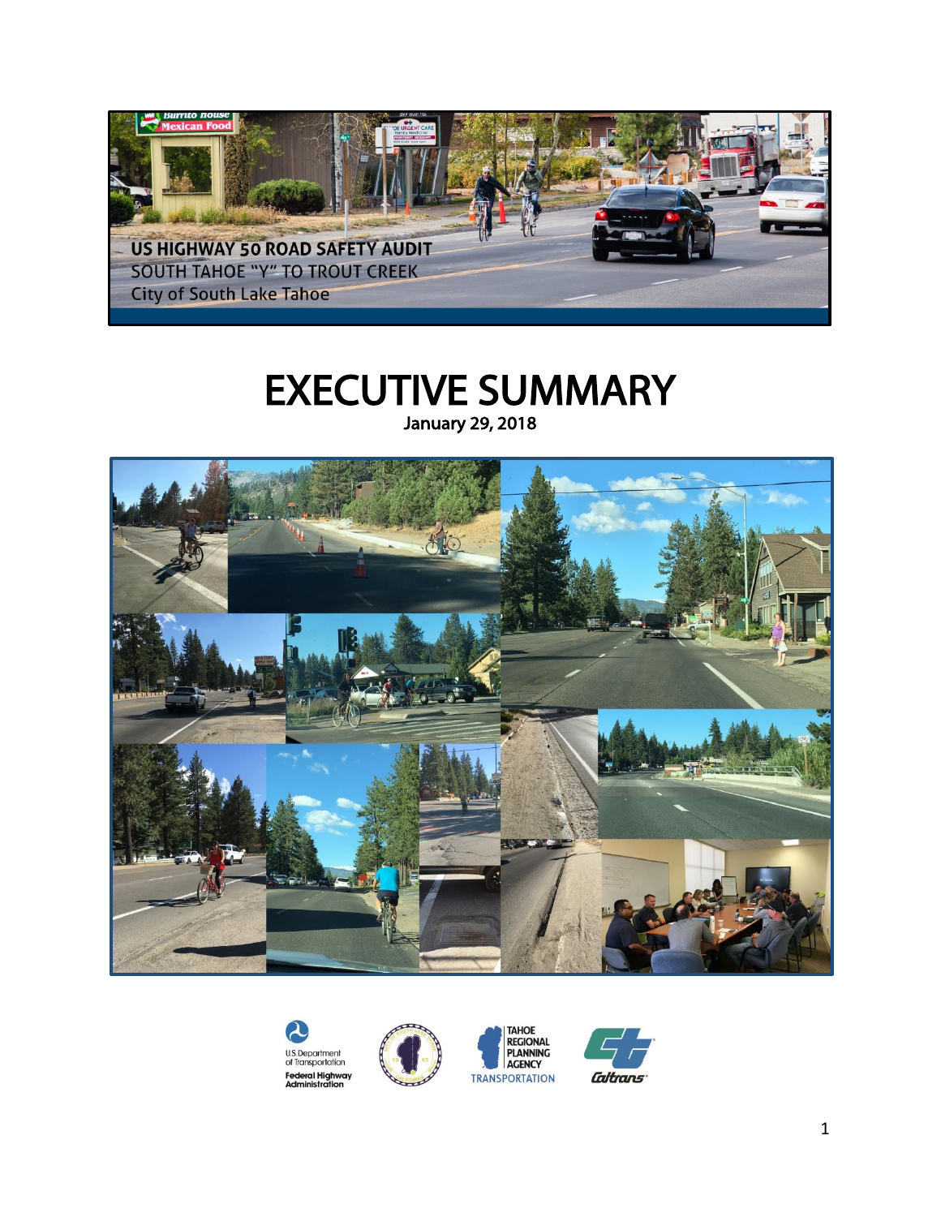US HIGHWAY 50 ROAD SAFETY AUDIT

SOUTH TAHOE "Y" TO TROUT CREEK

City of South Lake Tahoe

# EXECUTIVE SUMMARY

January 29, 2018

U.S. Department of Transportation Federal Highway Administration

TAHOE REGIONAL PLANNING AGENCY TRANSPORTATION

Caltrans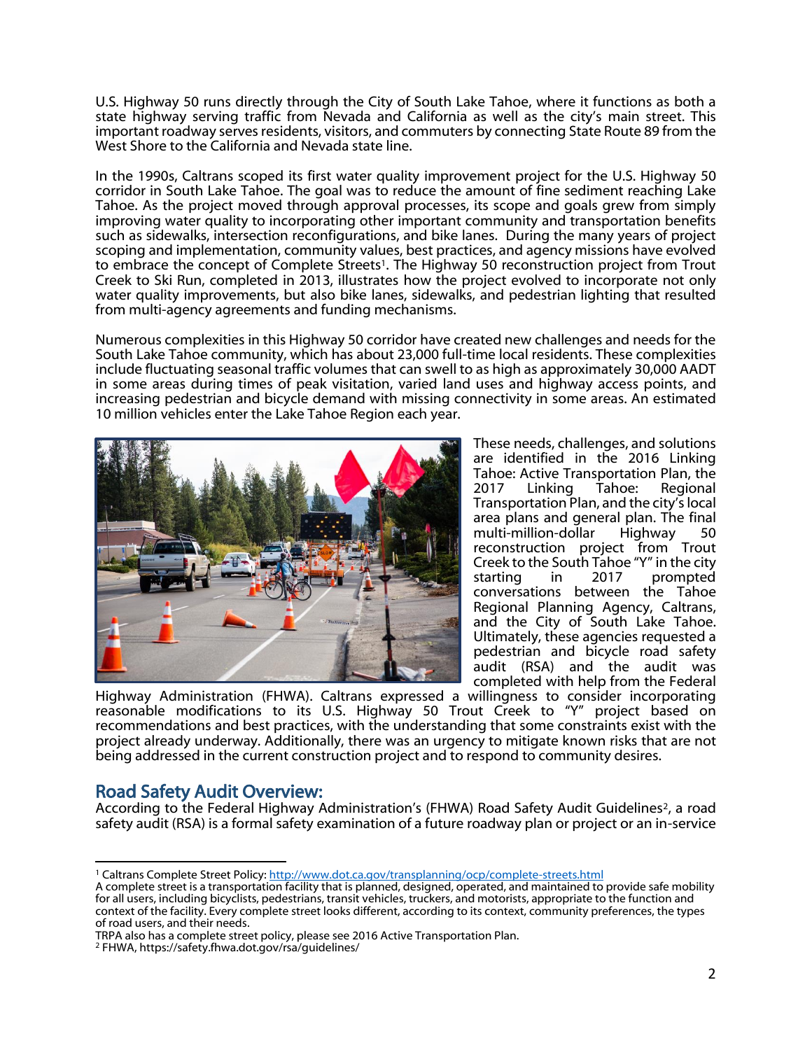U.S. Highway 50 runs directly through the City of South Lake Tahoe, where it functions as both a state highway serving traffic from Nevada and California as well as the city's main street. This important roadway serves residents, visitors, and commuters by connecting State Route 89 from the West Shore to the California and Nevada state line.

In the 1990s, Caltrans scoped its first water quality improvement project for the U.S. Highway 50 corridor in South Lake Tahoe. The goal was to reduce the amount of fine sediment reaching Lake Tahoe. As the project moved through approval processes, its scope and goals grew from simply improving water quality to incorporating other important community and transportation benefits such as sidewalks, intersection reconfigurations, and bike lanes. During the many years of project scoping and implementation, community values, best practices, and agency missions have evolved to embrace the concept of Complete Streets[1]. The Highway 50 reconstruction project from Trout Creek to Ski Run, completed in 2013, illustrates how the project evolved to incorporate not only water quality improvements, but also bike lanes, sidewalks, and pedestrian lighting that resulted from multi-agency agreements and funding mechanisms.

Numerous complexities in this Highway 50 corridor have created new challenges and needs for the South Lake Tahoe community, which has about 23,000 full-time local residents. These complexities include fluctuating seasonal traffic volumes that can swell to as high as approximately 30,000 AADT in some areas during times of peak visitation, varied land uses and highway access points, and increasing pedestrian and bicycle demand with missing connectivity in some areas. An estimated 10 million vehicles enter the Lake Tahoe Region each year.

These needs, challenges, and solutions are identified in the 2016 Linking Tahoe: Active Transportation Plan, the 2017 Linking Tahoe: Regional Transportation Plan, and the city's local area plans and general plan. The final multi-million-dollar Highway 50 reconstruction project from Trout Creek to the South Tahoe "Y" in the city starting in 2017 prompted conversations between the Tahoe Regional Planning Agency, Caltrans, and the City of South Lake Tahoe. Ultimately, these agencies requested a pedestrian and bicycle road safety audit (RSA) and the audit was completed with help from the Federal Highway Administration (FHWA). Caltrans expressed a willingness to consider incorporating reasonable modifications to its U.S. Highway 50 Trout Creek to "Y" project based on recommendations and best practices, with the understanding that some constraints exist with the project already underway. Additionally, there was an urgency to mitigate known risks that are not being addressed in the current construction project and to respond to community desires.

## Road Safety Audit Overview:

According to the Federal Highway Administration's (FHWA) Road Safety Audit Guidelines[2], a road safety audit (RSA) is a formal safety examination of a future roadway plan or project or an in-service

---

[1] Caltrans Complete Street Policy: http://www.dot.ca.gov/transplanning/ocp/complete-streets.html
A complete street is a transportation facility that is planned, designed, operated, and maintained to provide safe mobility for all users, including bicyclists, pedestrians, transit vehicles, truckers, and motorists, appropriate to the function and context of the facility. Every complete street looks different, according to its context, community preferences, the types of road users, and their needs.
TRPA also has a complete street policy, please see 2016 Active Transportation Plan.

[2] FHWA, https://safety.fhwa.dot.gov/rsa/guidelines/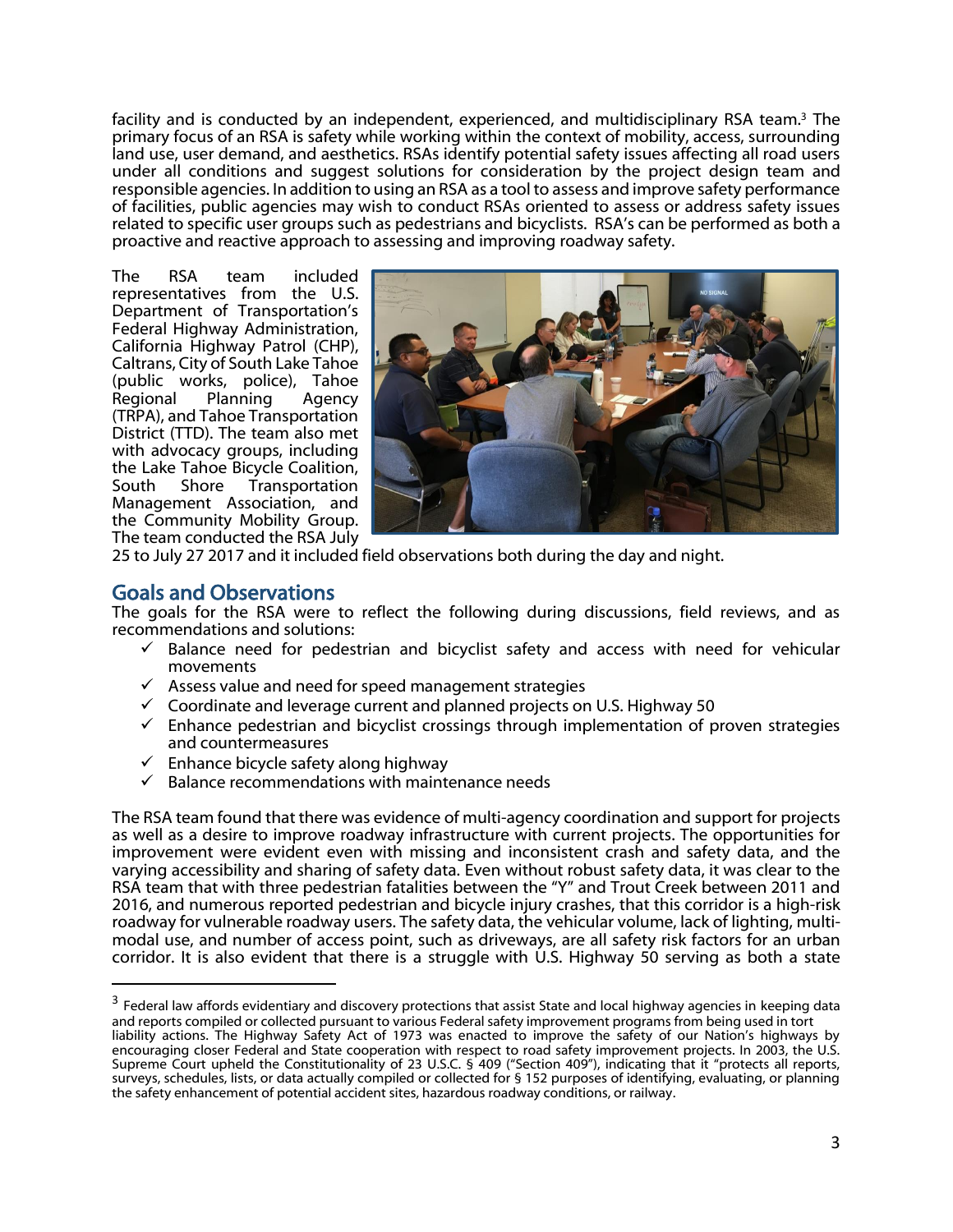facility and is conducted by an independent, experienced, and multidisciplinary RSA team.[3] The primary focus of an RSA is safety while working within the context of mobility, access, surrounding land use, user demand, and aesthetics. RSAs identify potential safety issues affecting all road users under all conditions and suggest solutions for consideration by the project design team and responsible agencies. In addition to using an RSA as a tool to assess and improve safety performance of facilities, public agencies may wish to conduct RSAs oriented to assess or address safety issues related to specific user groups such as pedestrians and bicyclists. RSA's can be performed as both a proactive and reactive approach to assessing and improving roadway safety.

The RSA team included representatives from the U.S. Department of Transportation's Federal Highway Administration, California Highway Patrol (CHP), Caltrans, City of South Lake Tahoe (public works, police), Tahoe Regional Planning Agency (TRPA), and Tahoe Transportation District (TTD). The team also met with advocacy groups, including the Lake Tahoe Bicycle Coalition, South Shore Transportation Management Association, and the Community Mobility Group. The team conducted the RSA July 25 to July 27 2017 and it included field observations both during the day and night.

## Goals and Observations

The goals for the RSA were to reflect the following during discussions, field reviews, and as recommendations and solutions:

- ✓ Balance need for pedestrian and bicyclist safety and access with need for vehicular movements
- ✓ Assess value and need for speed management strategies
- ✓ Coordinate and leverage current and planned projects on U.S. Highway 50
- ✓ Enhance pedestrian and bicyclist crossings through implementation of proven strategies and countermeasures
- ✓ Enhance bicycle safety along highway
- ✓ Balance recommendations with maintenance needs

The RSA team found that there was evidence of multi-agency coordination and support for projects as well as a desire to improve roadway infrastructure with current projects. The opportunities for improvement were evident even with missing and inconsistent crash and safety data, and the varying accessibility and sharing of safety data. Even without robust safety data, it was clear to the RSA team that with three pedestrian fatalities between the "Y" and Trout Creek between 2011 and 2016, and numerous reported pedestrian and bicycle injury crashes, that this corridor is a high-risk roadway for vulnerable roadway users. The safety data, the vehicular volume, lack of lighting, multi-modal use, and number of access point, such as driveways, are all safety risk factors for an urban corridor. It is also evident that there is a struggle with U.S. Highway 50 serving as both a state

---

[3] Federal law affords evidentiary and discovery protections that assist State and local highway agencies in keeping data and reports compiled or collected pursuant to various Federal safety improvement programs from being used in tort liability actions. The Highway Safety Act of 1973 was enacted to improve the safety of our Nation's highways by encouraging closer Federal and State cooperation with respect to road safety improvement projects. In 2003, the U.S. Supreme Court upheld the Constitutionality of 23 U.S.C. § 409 ("Section 409"), indicating that it "protects all reports, surveys, schedules, lists, or data actually compiled or collected for § 152 purposes of identifying, evaluating, or planning the safety enhancement of potential accident sites, hazardous roadway conditions, or railway.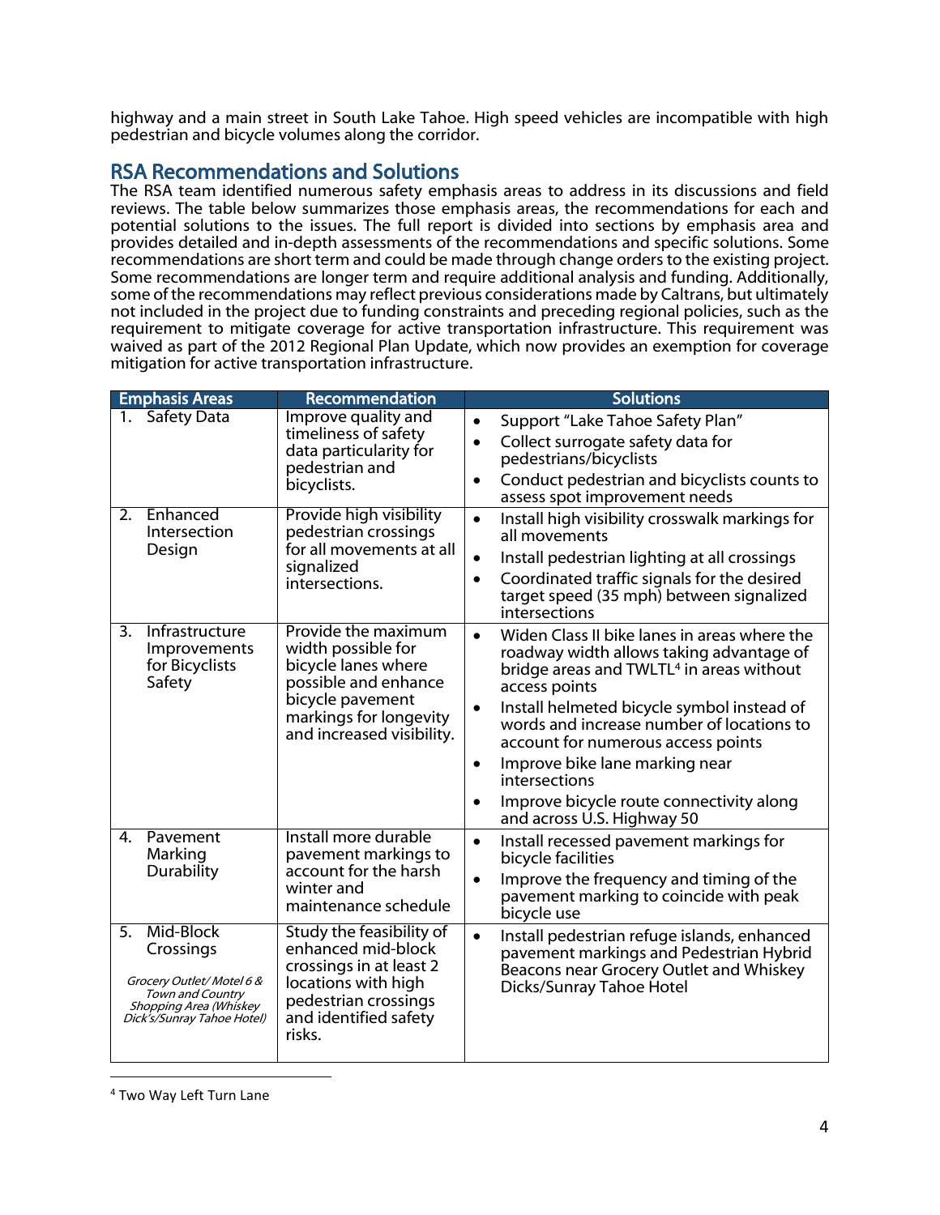highway and a main street in South Lake Tahoe. High speed vehicles are incompatible with high pedestrian and bicycle volumes along the corridor.

## RSA Recommendations and Solutions

The RSA team identified numerous safety emphasis areas to address in its discussions and field reviews. The table below summarizes those emphasis areas, the recommendations for each and potential solutions to the issues. The full report is divided into sections by emphasis area and provides detailed and in-depth assessments of the recommendations and specific solutions. Some recommendations are short term and could be made through change orders to the existing project. Some recommendations are longer term and require additional analysis and funding. Additionally, some of the recommendations may reflect previous considerations made by Caltrans, but ultimately not included in the project due to funding constraints and preceding regional policies, such as the requirement to mitigate coverage for active transportation infrastructure. This requirement was waived as part of the 2012 Regional Plan Update, which now provides an exemption for coverage mitigation for active transportation infrastructure.

| Emphasis Areas | Recommendation | Solutions |
|---|---|---|
| 1. Safety Data | Improve quality and timeliness of safety data particularity for pedestrian and bicyclists. | • Support "Lake Tahoe Safety Plan"<br>• Collect surrogate safety data for pedestrians/bicyclists<br>• Conduct pedestrian and bicyclists counts to assess spot improvement needs |
| 2. Enhanced Intersection Design | Provide high visibility pedestrian crossings for all movements at all signalized intersections. | • Install high visibility crosswalk markings for all movements<br>• Install pedestrian lighting at all crossings<br>• Coordinated traffic signals for the desired target speed (35 mph) between signalized intersections |
| 3. Infrastructure Improvements for Bicyclists Safety | Provide the maximum width possible for bicycle lanes where possible and enhance bicycle pavement markings for longevity and increased visibility. | • Widen Class II bike lanes in areas where the roadway width allows taking advantage of bridge areas and TWLTL[4] in areas without access points<br>• Install helmeted bicycle symbol instead of words and increase number of locations to account for numerous access points<br>• Improve bike lane marking near intersections<br>• Improve bicycle route connectivity along and across U.S. Highway 50 |
| 4. Pavement Marking Durability | Install more durable pavement markings to account for the harsh winter and maintenance schedule | • Install recessed pavement markings for bicycle facilities<br>• Improve the frequency and timing of the pavement marking to coincide with peak bicycle use |
| 5. Mid-Block Crossings<br>*Grocery Outlet/ Motel 6 & Town and Country Shopping Area (Whiskey Dick's/Sunray Tahoe Hotel)* | Study the feasibility of enhanced mid-block crossings in at least 2 locations with high pedestrian crossings and identified safety risks. | • Install pedestrian refuge islands, enhanced pavement markings and Pedestrian Hybrid Beacons near Grocery Outlet and Whiskey Dicks/Sunray Tahoe Hotel |

[4] Two Way Left Turn Lane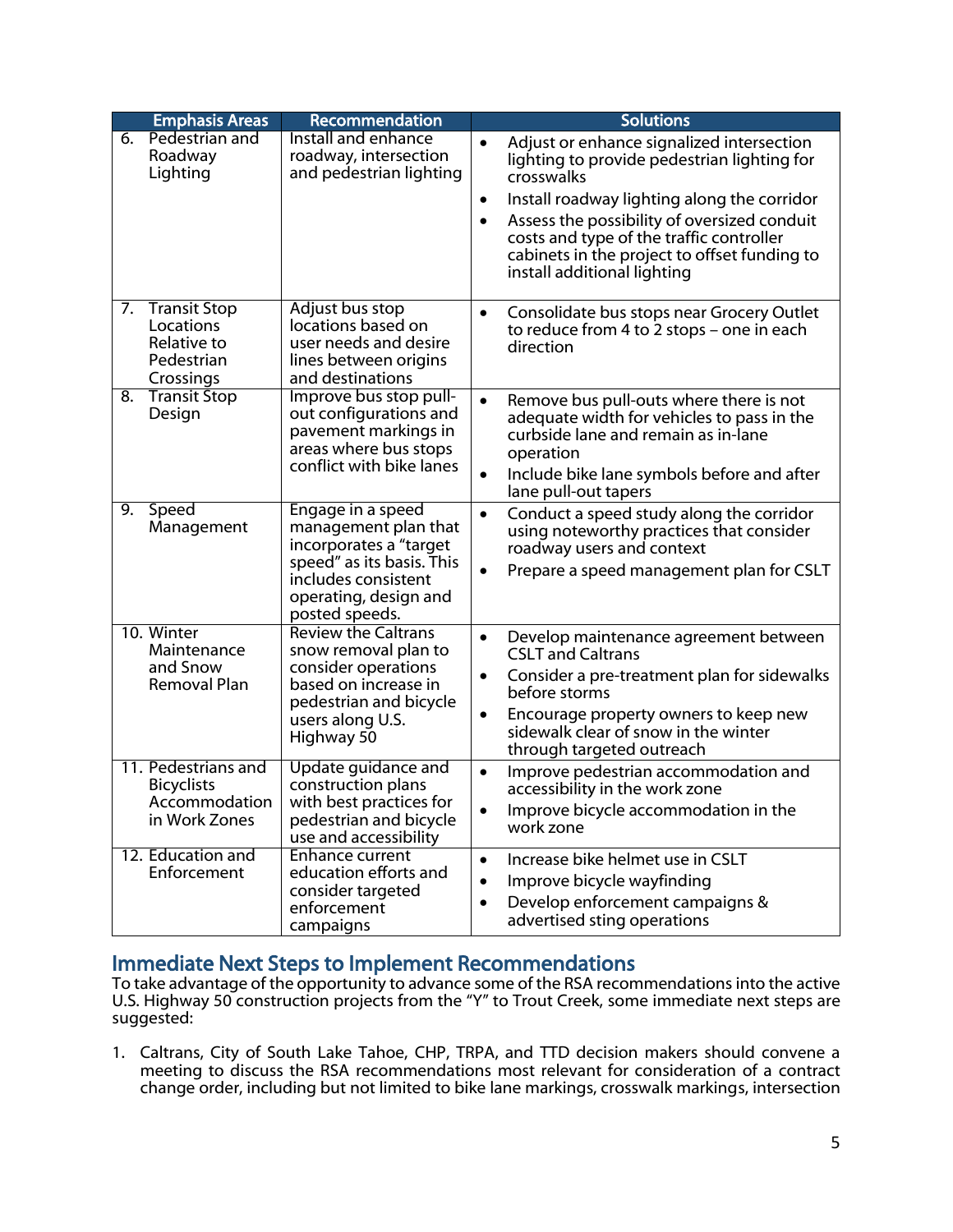| Emphasis Areas | Recommendation | Solutions |
|---|---|---|
| 6. Pedestrian and Roadway Lighting | Install and enhance roadway, intersection and pedestrian lighting | • Adjust or enhance signalized intersection lighting to provide pedestrian lighting for crosswalks<br>• Install roadway lighting along the corridor<br>• Assess the possibility of oversized conduit costs and type of the traffic controller cabinets in the project to offset funding to install additional lighting |
| 7. Transit Stop Locations Relative to Pedestrian Crossings | Adjust bus stop locations based on user needs and desire lines between origins and destinations | • Consolidate bus stops near Grocery Outlet to reduce from 4 to 2 stops – one in each direction |
| 8. Transit Stop Design | Improve bus stop pull-out configurations and pavement markings in areas where bus stops conflict with bike lanes | • Remove bus pull-outs where there is not adequate width for vehicles to pass in the curbside lane and remain as in-lane operation<br>• Include bike lane symbols before and after lane pull-out tapers |
| 9. Speed Management | Engage in a speed management plan that incorporates a "target speed" as its basis. This includes consistent operating, design and posted speeds. | • Conduct a speed study along the corridor using noteworthy practices that consider roadway users and context<br>• Prepare a speed management plan for CSLT |
| 10. Winter Maintenance and Snow Removal Plan | Review the Caltrans snow removal plan to consider operations based on increase in pedestrian and bicycle users along U.S. Highway 50 | • Develop maintenance agreement between CSLT and Caltrans<br>• Consider a pre-treatment plan for sidewalks before storms<br>• Encourage property owners to keep new sidewalk clear of snow in the winter through targeted outreach |
| 11. Pedestrians and Bicyclists Accommodation in Work Zones | Update guidance and construction plans with best practices for pedestrian and bicycle use and accessibility | • Improve pedestrian accommodation and accessibility in the work zone<br>• Improve bicycle accommodation in the work zone |
| 12. Education and Enforcement | Enhance current education efforts and consider targeted enforcement campaigns | • Increase bike helmet use in CSLT<br>• Improve bicycle wayfinding<br>• Develop enforcement campaigns & advertised sting operations |

## Immediate Next Steps to Implement Recommendations

To take advantage of the opportunity to advance some of the RSA recommendations into the active U.S. Highway 50 construction projects from the "Y" to Trout Creek, some immediate next steps are suggested:

1. Caltrans, City of South Lake Tahoe, CHP, TRPA, and TTD decision makers should convene a meeting to discuss the RSA recommendations most relevant for consideration of a contract change order, including but not limited to bike lane markings, crosswalk markings, intersection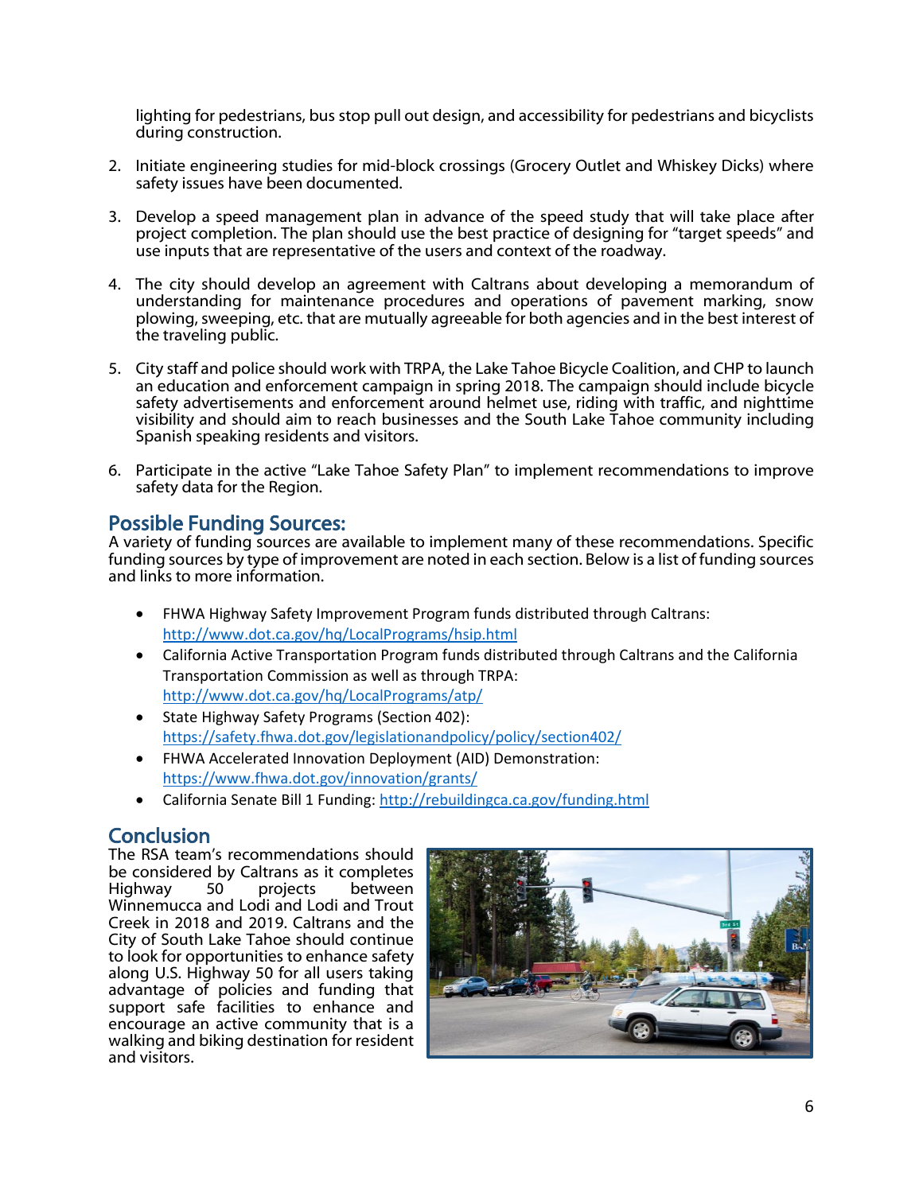lighting for pedestrians, bus stop pull out design, and accessibility for pedestrians and bicyclists during construction.

2. Initiate engineering studies for mid-block crossings (Grocery Outlet and Whiskey Dicks) where safety issues have been documented.

3. Develop a speed management plan in advance of the speed study that will take place after project completion. The plan should use the best practice of designing for "target speeds" and use inputs that are representative of the users and context of the roadway.

4. The city should develop an agreement with Caltrans about developing a memorandum of understanding for maintenance procedures and operations of pavement marking, snow plowing, sweeping, etc. that are mutually agreeable for both agencies and in the best interest of the traveling public.

5. City staff and police should work with TRPA, the Lake Tahoe Bicycle Coalition, and CHP to launch an education and enforcement campaign in spring 2018. The campaign should include bicycle safety advertisements and enforcement around helmet use, riding with traffic, and nighttime visibility and should aim to reach businesses and the South Lake Tahoe community including Spanish speaking residents and visitors.

6. Participate in the active "Lake Tahoe Safety Plan" to implement recommendations to improve safety data for the Region.

## Possible Funding Sources:

A variety of funding sources are available to implement many of these recommendations. Specific funding sources by type of improvement are noted in each section. Below is a list of funding sources and links to more information.

- FHWA Highway Safety Improvement Program funds distributed through Caltrans: http://www.dot.ca.gov/hq/LocalPrograms/hsip.html
- California Active Transportation Program funds distributed through Caltrans and the California Transportation Commission as well as through TRPA: http://www.dot.ca.gov/hq/LocalPrograms/atp/
- State Highway Safety Programs (Section 402): https://safety.fhwa.dot.gov/legislationandpolicy/policy/section402/
- FHWA Accelerated Innovation Deployment (AID) Demonstration: https://www.fhwa.dot.gov/innovation/grants/
- California Senate Bill 1 Funding: http://rebuildingca.ca.gov/funding.html

## Conclusion

The RSA team's recommendations should be considered by Caltrans as it completes Highway 50 projects between Winnemucca and Lodi and Lodi and Trout Creek in 2018 and 2019. Caltrans and the City of South Lake Tahoe should continue to look for opportunities to enhance safety along U.S. Highway 50 for all users taking advantage of policies and funding that support safe facilities to enhance and encourage an active community that is a walking and biking destination for resident and visitors.